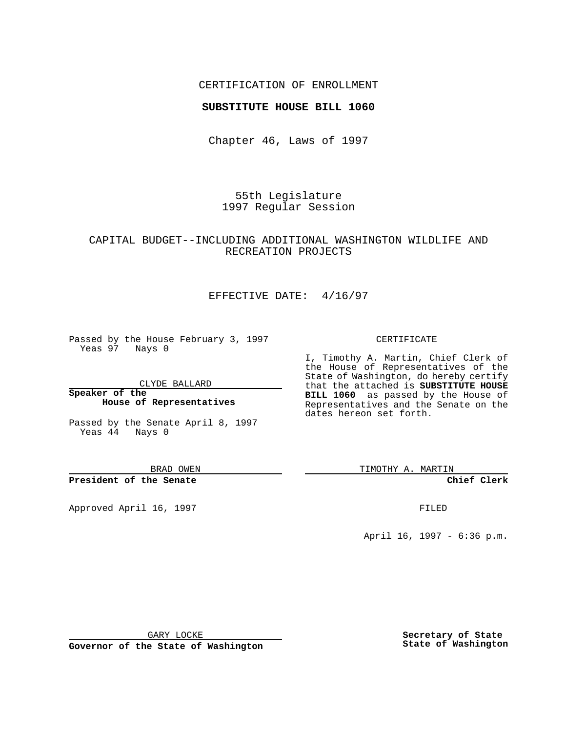CERTIFICATION OF ENROLLMENT

**SUBSTITUTE HOUSE BILL 1060**

Chapter 46, Laws of 1997

55th Legislature
1997 Regular Session

CAPITAL BUDGET--INCLUDING ADDITIONAL WASHINGTON WILDLIFE AND RECREATION PROJECTS

EFFECTIVE DATE: 4/16/97

Passed by the House February 3, 1997
Yeas 97 Nays 0

CLYDE BALLARD
**Speaker of the House of Representatives**

Passed by the Senate April 8, 1997
Yeas 44 Nays 0

BRAD OWEN
**President of the Senate**

Approved April 16, 1997

GARY LOCKE
**Governor of the State of Washington**

CERTIFICATE

I, Timothy A. Martin, Chief Clerk of the House of Representatives of the State of Washington, do hereby certify that the attached is **SUBSTITUTE HOUSE BILL 1060** as passed by the House of Representatives and the Senate on the dates hereon set forth.

TIMOTHY A. MARTIN
**Chief Clerk**

FILED

April 16, 1997 - 6:36 p.m.

**Secretary of State**
**State of Washington**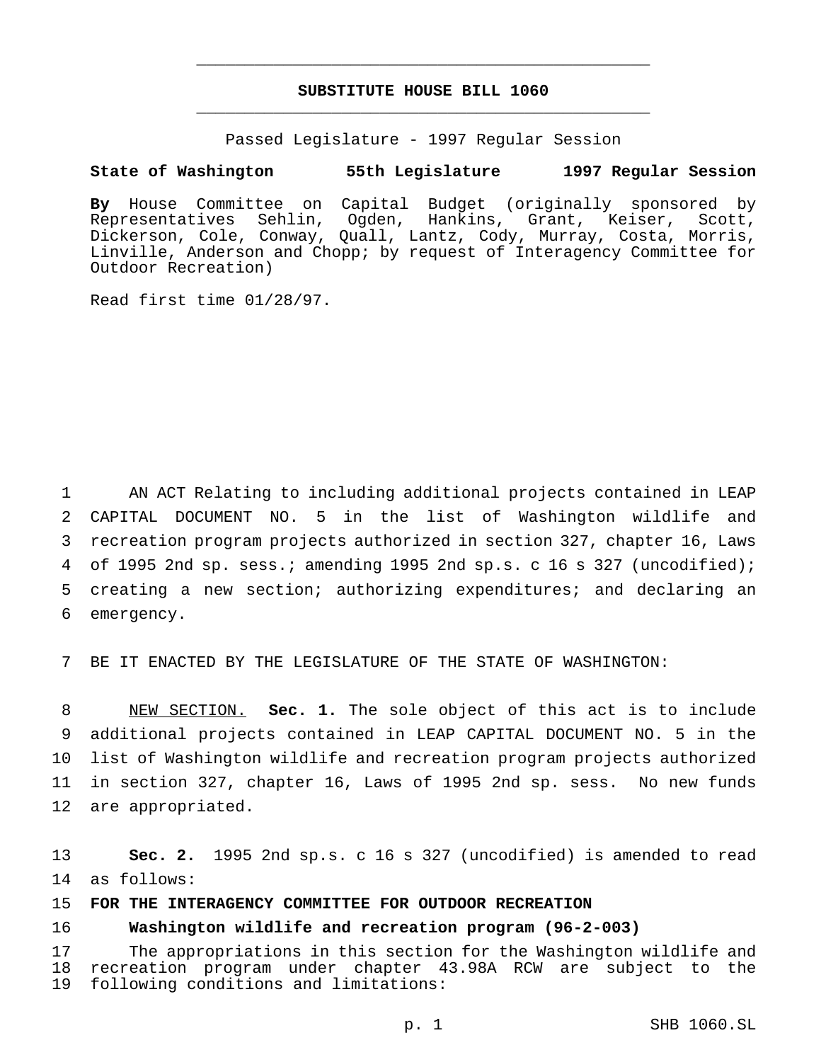**SUBSTITUTE HOUSE BILL 1060**

Passed Legislature - 1997 Regular Session

**State of Washington 55th Legislature 1997 Regular Session**

**By** House Committee on Capital Budget (originally sponsored by Representatives Sehlin, Ogden, Hankins, Grant, Keiser, Scott, Dickerson, Cole, Conway, Quall, Lantz, Cody, Murray, Costa, Morris, Linville, Anderson and Chopp; by request of Interagency Committee for Outdoor Recreation)

Read first time 01/28/97.

1 AN ACT Relating to including additional projects contained in LEAP
2 CAPITAL DOCUMENT NO. 5 in the list of Washington wildlife and
3 recreation program projects authorized in section 327, chapter 16, Laws
4 of 1995 2nd sp. sess.; amending 1995 2nd sp.s. c 16 s 327 (uncodified);
5 creating a new section; authorizing expenditures; and declaring an
6 emergency.

7 BE IT ENACTED BY THE LEGISLATURE OF THE STATE OF WASHINGTON:

8 NEW SECTION. **Sec. 1.** The sole object of this act is to include
9 additional projects contained in LEAP CAPITAL DOCUMENT NO. 5 in the
10 list of Washington wildlife and recreation program projects authorized
11 in section 327, chapter 16, Laws of 1995 2nd sp. sess. No new funds
12 are appropriated.

13 **Sec. 2.** 1995 2nd sp.s. c 16 s 327 (uncodified) is amended to read
14 as follows:

15 **FOR THE INTERAGENCY COMMITTEE FOR OUTDOOR RECREATION**

16 **Washington wildlife and recreation program (96-2-003)**

17 The appropriations in this section for the Washington wildlife and
18 recreation program under chapter 43.98A RCW are subject to the
19 following conditions and limitations: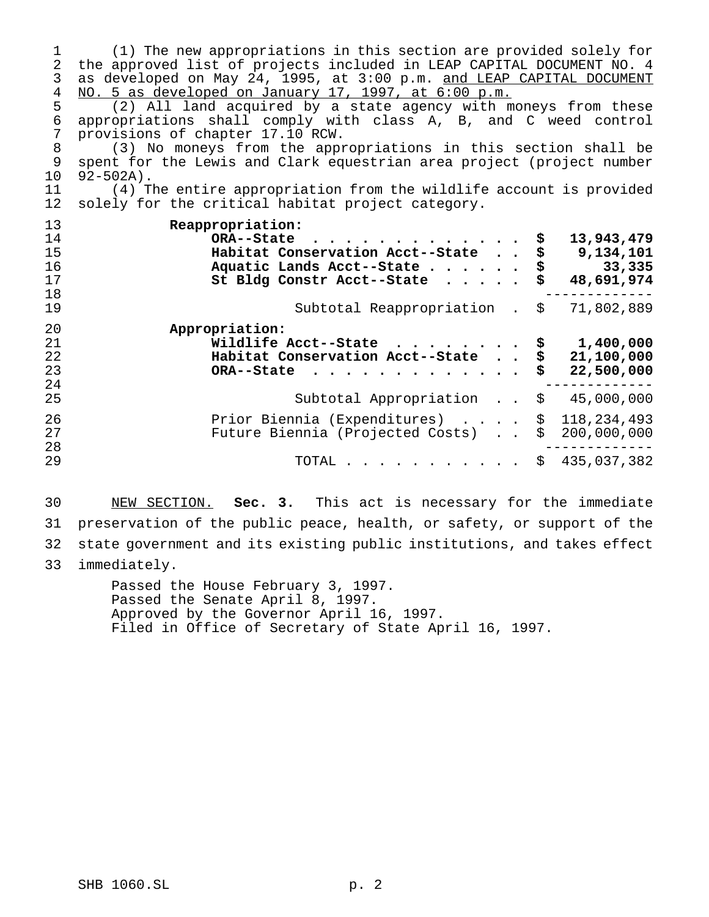(1) The new appropriations in this section are provided solely for the approved list of projects included in LEAP CAPITAL DOCUMENT NO. 4 as developed on May 24, 1995, at 3:00 p.m. <u>and LEAP CAPITAL DOCUMENT NO. 5 as developed on January 17, 1997, at 6:00 p.m.</u>

(2) All land acquired by a state agency with moneys from these appropriations shall comply with class A, B, and C weed control provisions of chapter 17.10 RCW.

(3) No moneys from the appropriations in this section shall be spent for the Lewis and Clark equestrian area project (project number 92-502A).

(4) The entire appropriation from the wildlife account is provided solely for the critical habitat project category.

| | |
|---|---|
| **Reappropriation:** | |
| **ORA--State** | **$ 13,943,479** |
| **Habitat Conservation Acct--State** | **$ 9,134,101** |
| **Aquatic Lands Acct--State** | **$ 33,335** |
| **St Bldg Constr Acct--State** | **$ 48,691,974** |
| Subtotal Reappropriation | $ 71,802,889 |
| **Appropriation:** | |
| **Wildlife Acct--State** | **$ 1,400,000** |
| **Habitat Conservation Acct--State** | **$ 21,100,000** |
| **ORA--State** | **$ 22,500,000** |
| Subtotal Appropriation | $ 45,000,000 |
| Prior Biennia (Expenditures) | $ 118,234,493 |
| Future Biennia (Projected Costs) | $ 200,000,000 |
| TOTAL | $ 435,037,382 |

<u>NEW SECTION.</u> **Sec. 3.** This act is necessary for the immediate preservation of the public peace, health, or safety, or support of the state government and its existing public institutions, and takes effect immediately.

Passed the House February 3, 1997.
Passed the Senate April 8, 1997.
Approved by the Governor April 16, 1997.
Filed in Office of Secretary of State April 16, 1997.